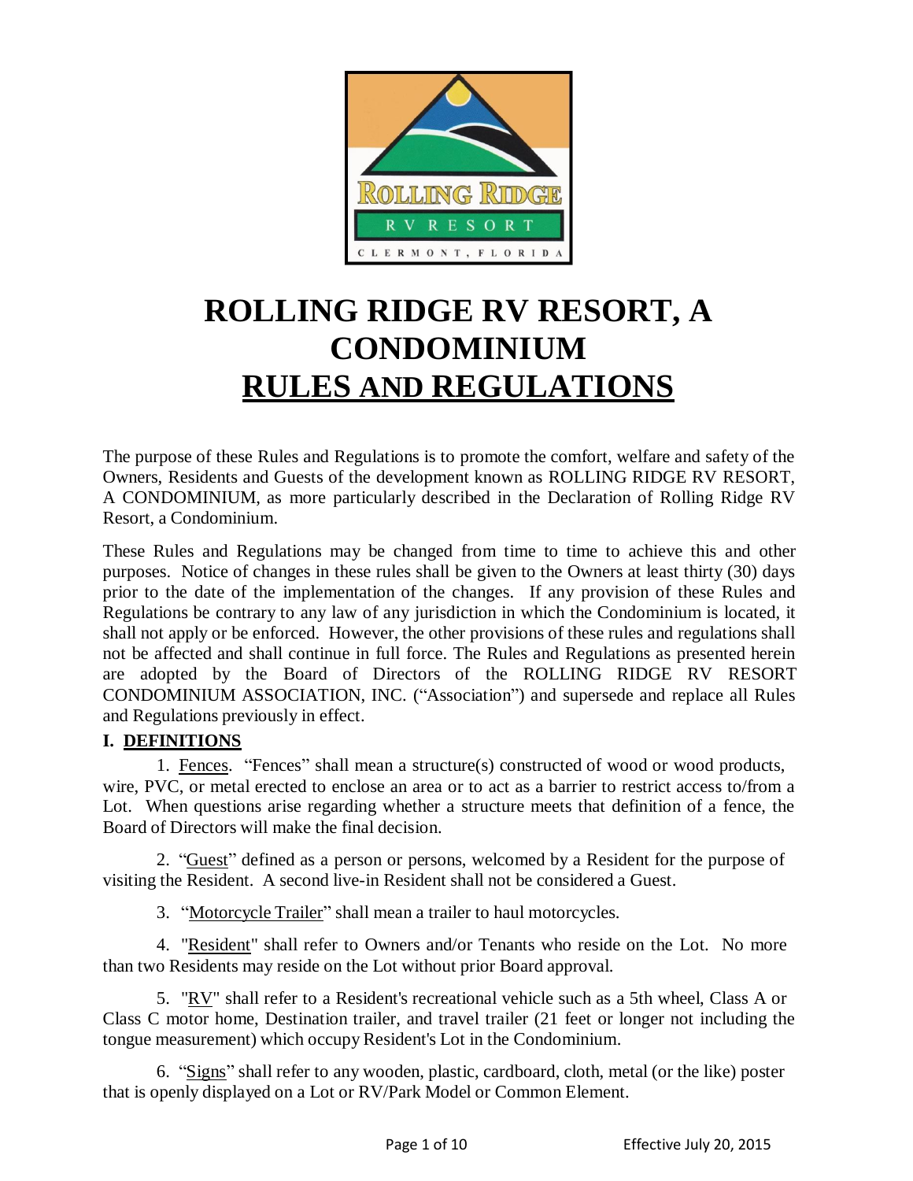# ROLLING RIDGE RV RESORT, A CONDOMINIUM

## RULES AND REGULATIONS

The purpose of these Rules and Regulations is to promote the comfort, welfare and safety of the Owners, Residents and Guests of the development known as ROLLING RIDGE RV RESORT, A CONDOMINIUM, as more particularly described in the Declaration of Rolling Ridge RV Resort, a Condominium.

These Rules and Regulations may be changed from time to time to achieve this and other purposes. Notice of changes in these rules shall be given to the Owners at least thirty (30) days prior to the date of the implementation of the changes. If any provision of these Rules and Regulations be contrary to any law of any jurisdiction in which the Condominium is located, it shall not apply or be enforced. However, the other provisions of these rules and regulations shall not be affected and shall continue in full force. The Rules and Regulations as presented herein are adopted by the Board of Directors of the ROLLING RIDGE RV RESORT CONDOMINIUM ASSOCIATION, INC. ("Association") and supersede and replace all Rules and Regulations previously in effect.

### I. DEFINITIONS

1. Fences. "Fences" shall mean a structure(s) constructed of wood or wood products, wire, PVC, or metal erected to enclose an area or to act as a barrier to restrict access to/from a Lot. When questions arise regarding whether a structure meets that definition of a fence, the Board of Directors will make the final decision.

2. "Guest" defined as a person or persons, welcomed by a Resident for the purpose of visiting the Resident. A second live-in Resident shall not be considered a Guest.

3. "Motorcycle Trailer" shall mean a trailer to haul motorcycles.

4. "Resident" shall refer to Owners and/or Tenants who reside on the Lot. No more than two Residents may reside on the Lot without prior Board approval.

5. "RV" shall refer to a Resident's recreational vehicle such as a 5th wheel, Class A or Class C motor home, Destination trailer, and travel trailer (21 feet or longer not including the tongue measurement) which occupy Resident's Lot in the Condominium.

6. "Signs" shall refer to any wooden, plastic, cardboard, cloth, metal (or the like) poster that is openly displayed on a Lot or RV/Park Model or Common Element.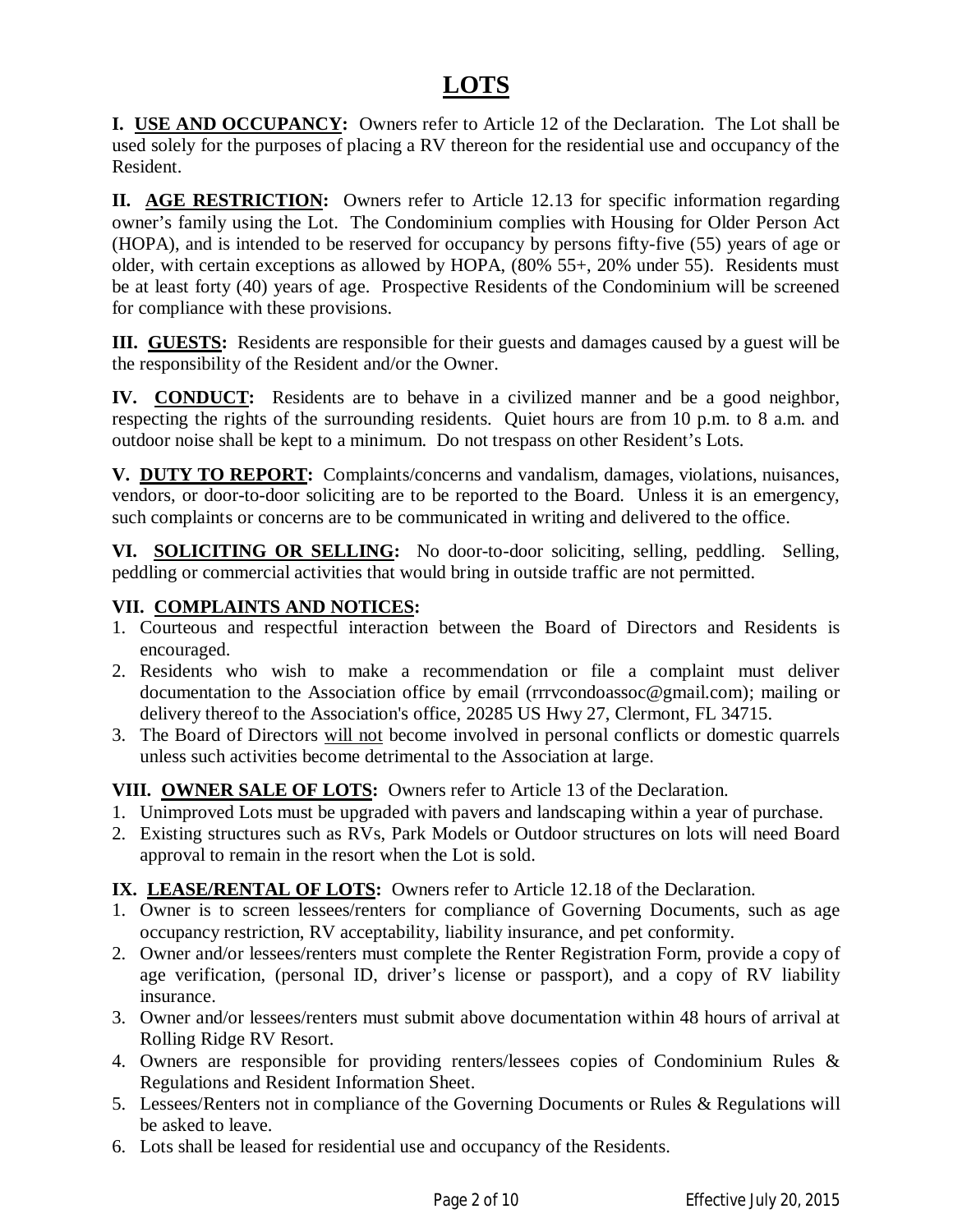# LOTS

**I. <u>USE AND OCCUPANCY</u>:** Owners refer to Article 12 of the Declaration. The Lot shall be used solely for the purposes of placing a RV thereon for the residential use and occupancy of the Resident.

**II. <u>AGE RESTRICTION</u>:** Owners refer to Article 12.13 for specific information regarding owner's family using the Lot. The Condominium complies with Housing for Older Person Act (HOPA), and is intended to be reserved for occupancy by persons fifty-five (55) years of age or older, with certain exceptions as allowed by HOPA, (80% 55+, 20% under 55). Residents must be at least forty (40) years of age. Prospective Residents of the Condominium will be screened for compliance with these provisions.

**III. <u>GUESTS</u>:** Residents are responsible for their guests and damages caused by a guest will be the responsibility of the Resident and/or the Owner.

**IV. <u>CONDUCT</u>:** Residents are to behave in a civilized manner and be a good neighbor, respecting the rights of the surrounding residents. Quiet hours are from 10 p.m. to 8 a.m. and outdoor noise shall be kept to a minimum. Do not trespass on other Resident's Lots.

**V. <u>DUTY TO REPORT</u>:** Complaints/concerns and vandalism, damages, violations, nuisances, vendors, or door-to-door soliciting are to be reported to the Board. Unless it is an emergency, such complaints or concerns are to be communicated in writing and delivered to the office.

**VI. <u>SOLICITING OR SELLING</u>:** No door-to-door soliciting, selling, peddling. Selling, peddling or commercial activities that would bring in outside traffic are not permitted.

**VII. <u>COMPLAINTS AND NOTICES</u>:**

1. Courteous and respectful interaction between the Board of Directors and Residents is encouraged.
2. Residents who wish to make a recommendation or file a complaint must deliver documentation to the Association office by email (rrrvcondoassoc@gmail.com); mailing or delivery thereof to the Association's office, 20285 US Hwy 27, Clermont, FL 34715.
3. The Board of Directors <u>will not</u> become involved in personal conflicts or domestic quarrels unless such activities become detrimental to the Association at large.

**VIII. <u>OWNER SALE OF LOTS</u>:** Owners refer to Article 13 of the Declaration.

1. Unimproved Lots must be upgraded with pavers and landscaping within a year of purchase.
2. Existing structures such as RVs, Park Models or Outdoor structures on lots will need Board approval to remain in the resort when the Lot is sold.

**IX. <u>LEASE/RENTAL OF LOTS</u>:** Owners refer to Article 12.18 of the Declaration.

1. Owner is to screen lessees/renters for compliance of Governing Documents, such as age occupancy restriction, RV acceptability, liability insurance, and pet conformity.
2. Owner and/or lessees/renters must complete the Renter Registration Form, provide a copy of age verification, (personal ID, driver's license or passport), and a copy of RV liability insurance.
3. Owner and/or lessees/renters must submit above documentation within 48 hours of arrival at Rolling Ridge RV Resort.
4. Owners are responsible for providing renters/lessees copies of Condominium Rules & Regulations and Resident Information Sheet.
5. Lessees/Renters not in compliance of the Governing Documents or Rules & Regulations will be asked to leave.
6. Lots shall be leased for residential use and occupancy of the Residents.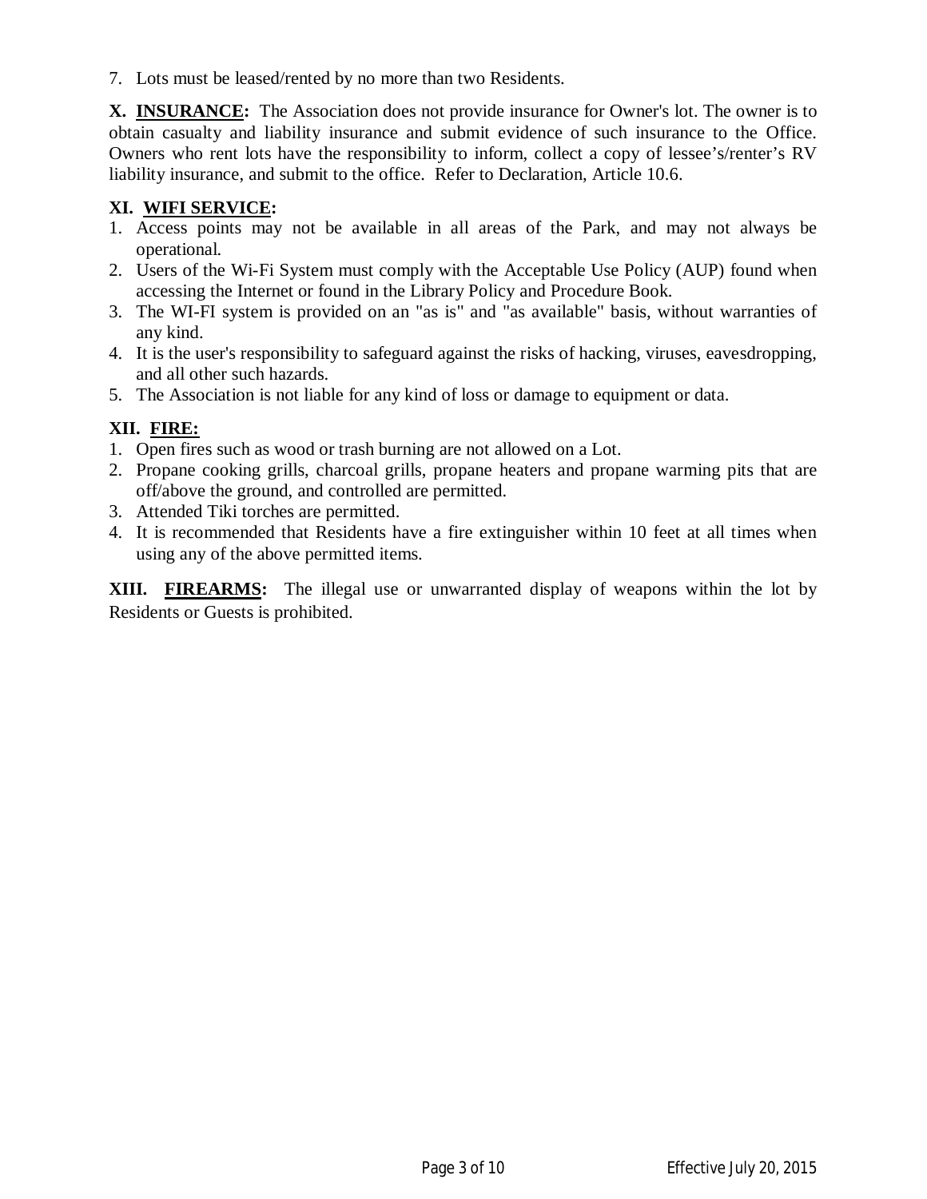7. Lots must be leased/rented by no more than two Residents.

**X. INSURANCE:** The Association does not provide insurance for Owner's lot. The owner is to obtain casualty and liability insurance and submit evidence of such insurance to the Office. Owners who rent lots have the responsibility to inform, collect a copy of lessee's/renter's RV liability insurance, and submit to the office. Refer to Declaration, Article 10.6.

**XI. WIFI SERVICE:**

1. Access points may not be available in all areas of the Park, and may not always be operational.
2. Users of the Wi-Fi System must comply with the Acceptable Use Policy (AUP) found when accessing the Internet or found in the Library Policy and Procedure Book.
3. The WI-FI system is provided on an "as is" and "as available" basis, without warranties of any kind.
4. It is the user's responsibility to safeguard against the risks of hacking, viruses, eavesdropping, and all other such hazards.
5. The Association is not liable for any kind of loss or damage to equipment or data.

**XII. FIRE:**

1. Open fires such as wood or trash burning are not allowed on a Lot.
2. Propane cooking grills, charcoal grills, propane heaters and propane warming pits that are off/above the ground, and controlled are permitted.
3. Attended Tiki torches are permitted.
4. It is recommended that Residents have a fire extinguisher within 10 feet at all times when using any of the above permitted items.

**XIII. FIREARMS:** The illegal use or unwarranted display of weapons within the lot by Residents or Guests is prohibited.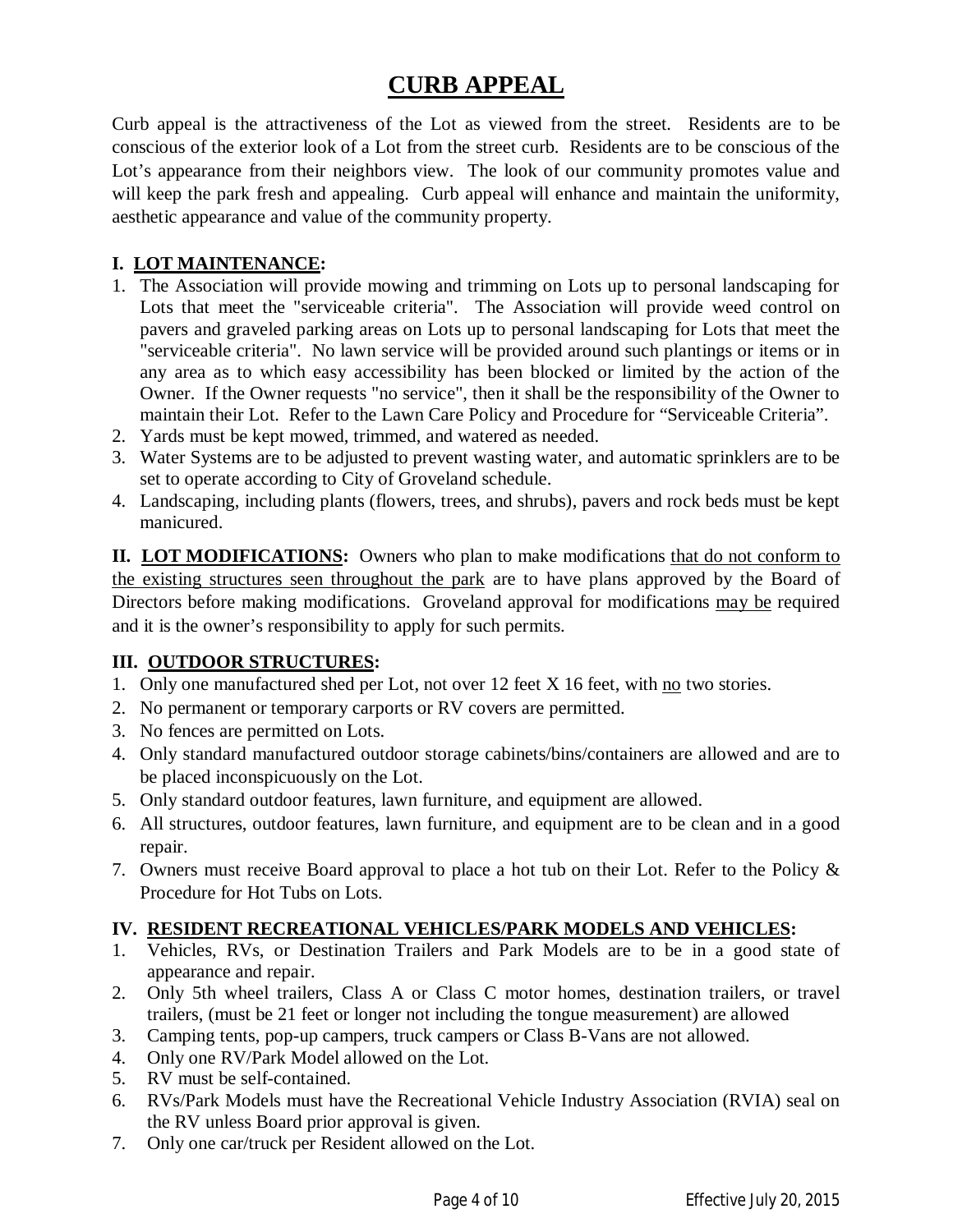# CURB APPEAL

Curb appeal is the attractiveness of the Lot as viewed from the street. Residents are to be conscious of the exterior look of a Lot from the street curb. Residents are to be conscious of the Lot's appearance from their neighbors view. The look of our community promotes value and will keep the park fresh and appealing. Curb appeal will enhance and maintain the uniformity, aesthetic appearance and value of the community property.

## I. LOT MAINTENANCE:

1. The Association will provide mowing and trimming on Lots up to personal landscaping for Lots that meet the "serviceable criteria". The Association will provide weed control on pavers and graveled parking areas on Lots up to personal landscaping for Lots that meet the "serviceable criteria". No lawn service will be provided around such plantings or items or in any area as to which easy accessibility has been blocked or limited by the action of the Owner. If the Owner requests "no service", then it shall be the responsibility of the Owner to maintain their Lot. Refer to the Lawn Care Policy and Procedure for "Serviceable Criteria".
2. Yards must be kept mowed, trimmed, and watered as needed.
3. Water Systems are to be adjusted to prevent wasting water, and automatic sprinklers are to be set to operate according to City of Groveland schedule.
4. Landscaping, including plants (flowers, trees, and shrubs), pavers and rock beds must be kept manicured.

**II. LOT MODIFICATIONS:** Owners who plan to make modifications <u>that do not conform to the existing structures seen throughout the park</u> are to have plans approved by the Board of Directors before making modifications. Groveland approval for modifications <u>may be</u> required and it is the owner's responsibility to apply for such permits.

## III. OUTDOOR STRUCTURES:

1. Only one manufactured shed per Lot, not over 12 feet X 16 feet, with <u>no</u> two stories.
2. No permanent or temporary carports or RV covers are permitted.
3. No fences are permitted on Lots.
4. Only standard manufactured outdoor storage cabinets/bins/containers are allowed and are to be placed inconspicuously on the Lot.
5. Only standard outdoor features, lawn furniture, and equipment are allowed.
6. All structures, outdoor features, lawn furniture, and equipment are to be clean and in a good repair.
7. Owners must receive Board approval to place a hot tub on their Lot. Refer to the Policy & Procedure for Hot Tubs on Lots.

## IV. RESIDENT RECREATIONAL VEHICLES/PARK MODELS AND VEHICLES:

1. Vehicles, RVs, or Destination Trailers and Park Models are to be in a good state of appearance and repair.
2. Only 5th wheel trailers, Class A or Class C motor homes, destination trailers, or travel trailers, (must be 21 feet or longer not including the tongue measurement) are allowed
3. Camping tents, pop-up campers, truck campers or Class B-Vans are not allowed.
4. Only one RV/Park Model allowed on the Lot.
5. RV must be self-contained.
6. RVs/Park Models must have the Recreational Vehicle Industry Association (RVIA) seal on the RV unless Board prior approval is given.
7. Only one car/truck per Resident allowed on the Lot.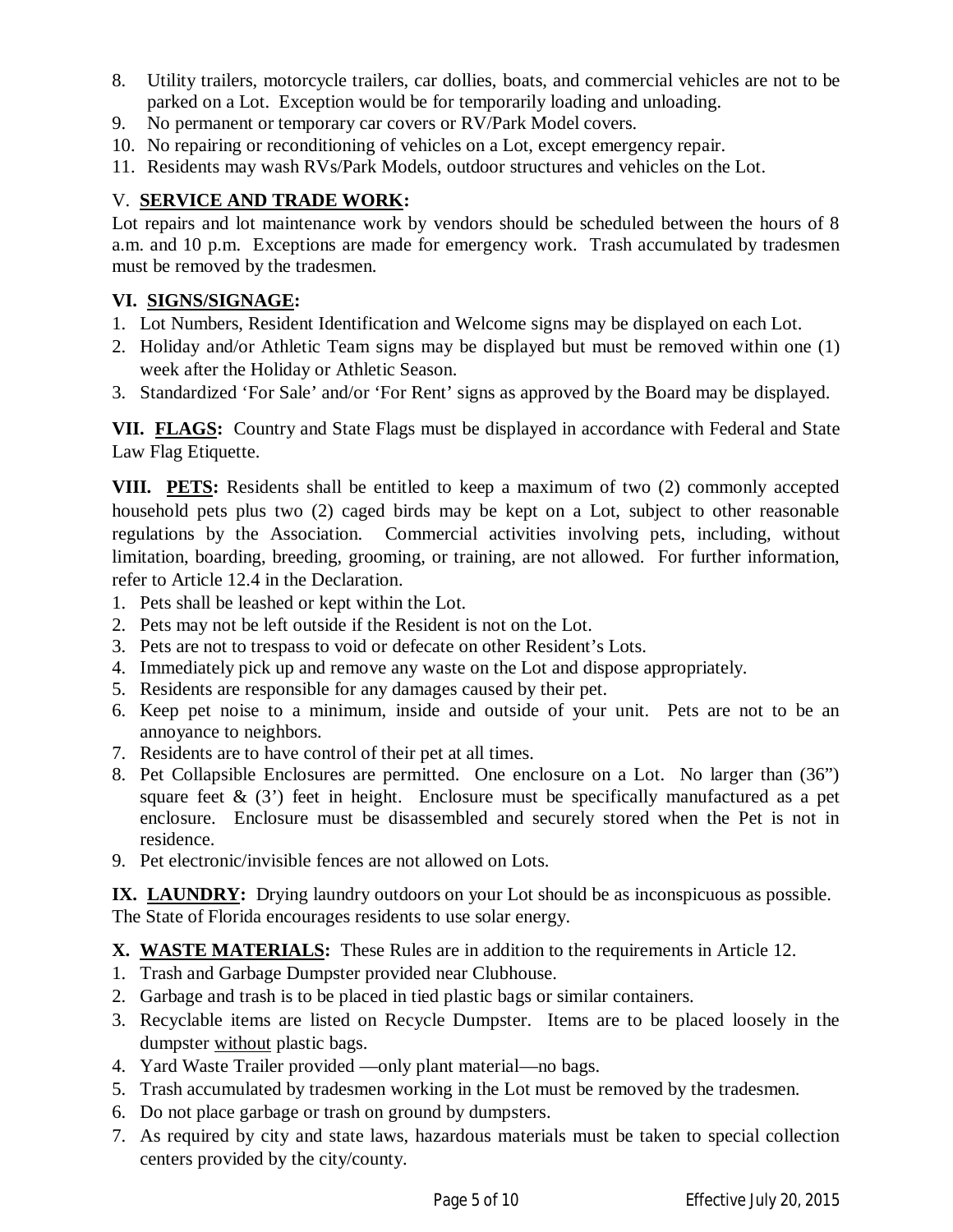8. Utility trailers, motorcycle trailers, car dollies, boats, and commercial vehicles are not to be parked on a Lot. Exception would be for temporarily loading and unloading.
9. No permanent or temporary car covers or RV/Park Model covers.
10. No repairing or reconditioning of vehicles on a Lot, except emergency repair.
11. Residents may wash RVs/Park Models, outdoor structures and vehicles on the Lot.

## V. **SERVICE AND TRADE WORK:**

Lot repairs and lot maintenance work by vendors should be scheduled between the hours of 8 a.m. and 10 p.m. Exceptions are made for emergency work. Trash accumulated by tradesmen must be removed by the tradesmen.

## VI. **SIGNS/SIGNAGE:**

1. Lot Numbers, Resident Identification and Welcome signs may be displayed on each Lot.
2. Holiday and/or Athletic Team signs may be displayed but must be removed within one (1) week after the Holiday or Athletic Season.
3. Standardized 'For Sale' and/or 'For Rent' signs as approved by the Board may be displayed.

**VII. FLAGS:** Country and State Flags must be displayed in accordance with Federal and State Law Flag Etiquette.

**VIII. PETS:** Residents shall be entitled to keep a maximum of two (2) commonly accepted household pets plus two (2) caged birds may be kept on a Lot, subject to other reasonable regulations by the Association. Commercial activities involving pets, including, without limitation, boarding, breeding, grooming, or training, are not allowed. For further information, refer to Article 12.4 in the Declaration.

1. Pets shall be leashed or kept within the Lot.
2. Pets may not be left outside if the Resident is not on the Lot.
3. Pets are not to trespass to void or defecate on other Resident's Lots.
4. Immediately pick up and remove any waste on the Lot and dispose appropriately.
5. Residents are responsible for any damages caused by their pet.
6. Keep pet noise to a minimum, inside and outside of your unit. Pets are not to be an annoyance to neighbors.
7. Residents are to have control of their pet at all times.
8. Pet Collapsible Enclosures are permitted. One enclosure on a Lot. No larger than (36") square feet & (3') feet in height. Enclosure must be specifically manufactured as a pet enclosure. Enclosure must be disassembled and securely stored when the Pet is not in residence.
9. Pet electronic/invisible fences are not allowed on Lots.

**IX. LAUNDRY:** Drying laundry outdoors on your Lot should be as inconspicuous as possible. The State of Florida encourages residents to use solar energy.

**X. WASTE MATERIALS:** These Rules are in addition to the requirements in Article 12.

1. Trash and Garbage Dumpster provided near Clubhouse.
2. Garbage and trash is to be placed in tied plastic bags or similar containers.
3. Recyclable items are listed on Recycle Dumpster. Items are to be placed loosely in the dumpster without plastic bags.
4. Yard Waste Trailer provided —only plant material—no bags.
5. Trash accumulated by tradesmen working in the Lot must be removed by the tradesmen.
6. Do not place garbage or trash on ground by dumpsters.
7. As required by city and state laws, hazardous materials must be taken to special collection centers provided by the city/county.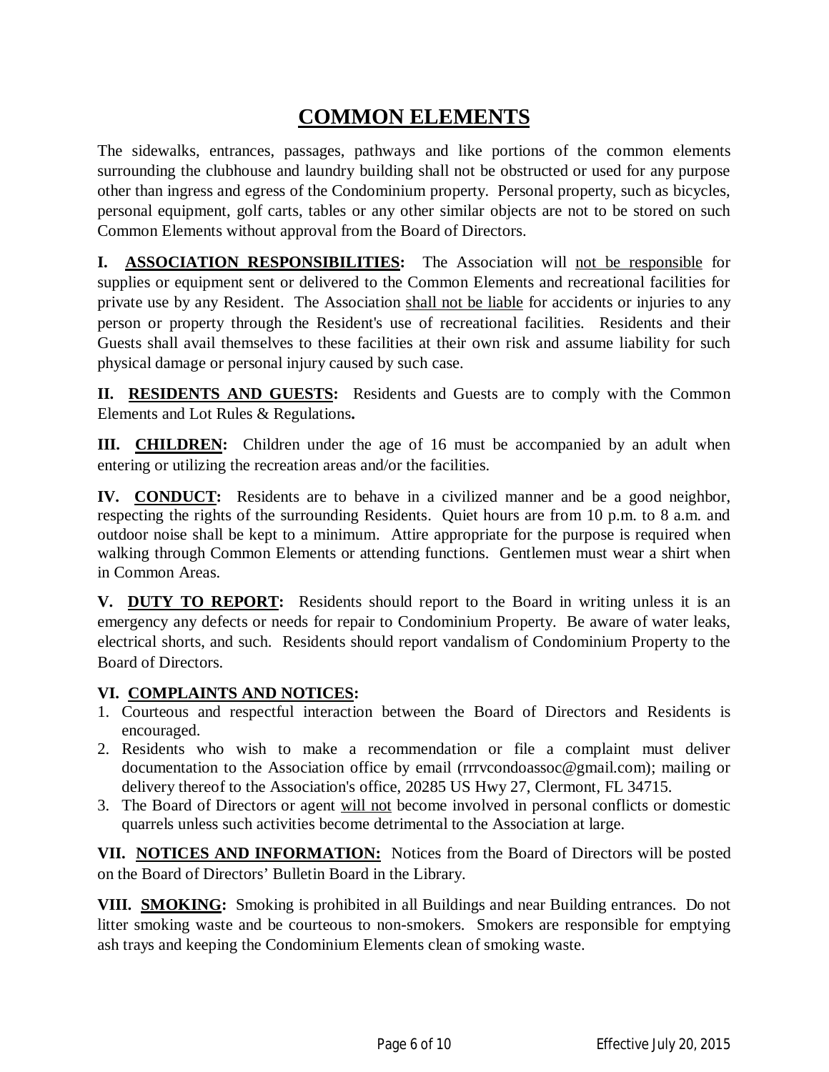# COMMON ELEMENTS

The sidewalks, entrances, passages, pathways and like portions of the common elements surrounding the clubhouse and laundry building shall not be obstructed or used for any purpose other than ingress and egress of the Condominium property. Personal property, such as bicycles, personal equipment, golf carts, tables or any other similar objects are not to be stored on such Common Elements without approval from the Board of Directors.

**I. ASSOCIATION RESPONSIBILITIES:** The Association will not be responsible for supplies or equipment sent or delivered to the Common Elements and recreational facilities for private use by any Resident. The Association shall not be liable for accidents or injuries to any person or property through the Resident's use of recreational facilities. Residents and their Guests shall avail themselves to these facilities at their own risk and assume liability for such physical damage or personal injury caused by such case.

**II. RESIDENTS AND GUESTS:** Residents and Guests are to comply with the Common Elements and Lot Rules & Regulations**.**

**III. CHILDREN:** Children under the age of 16 must be accompanied by an adult when entering or utilizing the recreation areas and/or the facilities.

**IV. CONDUCT:** Residents are to behave in a civilized manner and be a good neighbor, respecting the rights of the surrounding Residents. Quiet hours are from 10 p.m. to 8 a.m. and outdoor noise shall be kept to a minimum. Attire appropriate for the purpose is required when walking through Common Elements or attending functions. Gentlemen must wear a shirt when in Common Areas.

**V. DUTY TO REPORT:** Residents should report to the Board in writing unless it is an emergency any defects or needs for repair to Condominium Property. Be aware of water leaks, electrical shorts, and such. Residents should report vandalism of Condominium Property to the Board of Directors.

**VI. COMPLAINTS AND NOTICES:**

1. Courteous and respectful interaction between the Board of Directors and Residents is encouraged.
2. Residents who wish to make a recommendation or file a complaint must deliver documentation to the Association office by email (rrrvcondoassoc@gmail.com); mailing or delivery thereof to the Association's office, 20285 US Hwy 27, Clermont, FL 34715.
3. The Board of Directors or agent will not become involved in personal conflicts or domestic quarrels unless such activities become detrimental to the Association at large.

**VII. NOTICES AND INFORMATION:** Notices from the Board of Directors will be posted on the Board of Directors' Bulletin Board in the Library.

**VIII. SMOKING:** Smoking is prohibited in all Buildings and near Building entrances. Do not litter smoking waste and be courteous to non-smokers. Smokers are responsible for emptying ash trays and keeping the Condominium Elements clean of smoking waste.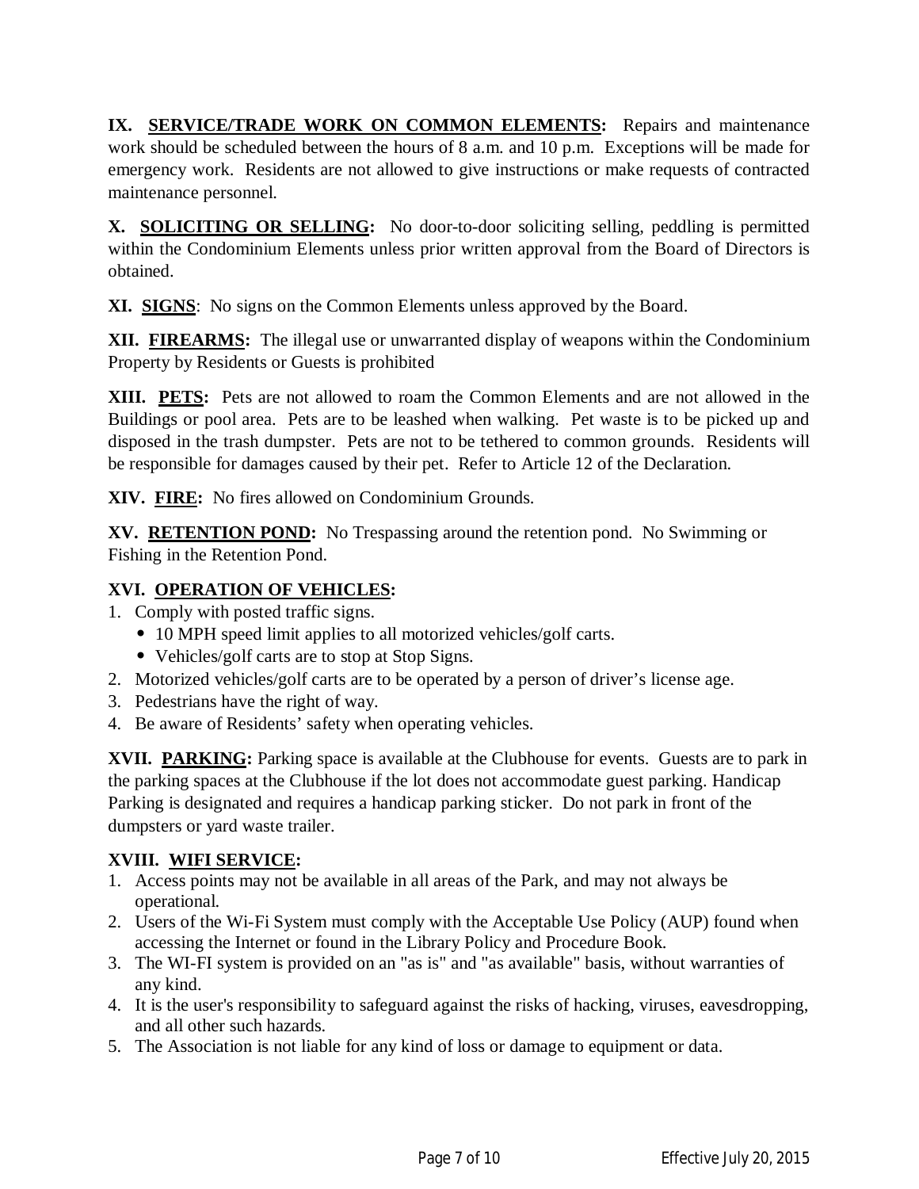**IX. SERVICE/TRADE WORK ON COMMON ELEMENTS:** Repairs and maintenance work should be scheduled between the hours of 8 a.m. and 10 p.m. Exceptions will be made for emergency work. Residents are not allowed to give instructions or make requests of contracted maintenance personnel.

**X. SOLICITING OR SELLING:** No door-to-door soliciting selling, peddling is permitted within the Condominium Elements unless prior written approval from the Board of Directors is obtained.

**XI. SIGNS**: No signs on the Common Elements unless approved by the Board.

**XII. FIREARMS:** The illegal use or unwarranted display of weapons within the Condominium Property by Residents or Guests is prohibited

**XIII. PETS:** Pets are not allowed to roam the Common Elements and are not allowed in the Buildings or pool area. Pets are to be leashed when walking. Pet waste is to be picked up and disposed in the trash dumpster. Pets are not to be tethered to common grounds. Residents will be responsible for damages caused by their pet. Refer to Article 12 of the Declaration.

**XIV. FIRE:** No fires allowed on Condominium Grounds.

**XV. RETENTION POND:** No Trespassing around the retention pond. No Swimming or Fishing in the Retention Pond.

**XVI. OPERATION OF VEHICLES:**

1. Comply with posted traffic signs.
   - 10 MPH speed limit applies to all motorized vehicles/golf carts.
   - Vehicles/golf carts are to stop at Stop Signs.
2. Motorized vehicles/golf carts are to be operated by a person of driver's license age.
3. Pedestrians have the right of way.
4. Be aware of Residents' safety when operating vehicles.

**XVII. PARKING:** Parking space is available at the Clubhouse for events. Guests are to park in the parking spaces at the Clubhouse if the lot does not accommodate guest parking. Handicap Parking is designated and requires a handicap parking sticker. Do not park in front of the dumpsters or yard waste trailer.

**XVIII. WIFI SERVICE:**

1. Access points may not be available in all areas of the Park, and may not always be operational.
2. Users of the Wi-Fi System must comply with the Acceptable Use Policy (AUP) found when accessing the Internet or found in the Library Policy and Procedure Book.
3. The WI-FI system is provided on an "as is" and "as available" basis, without warranties of any kind.
4. It is the user's responsibility to safeguard against the risks of hacking, viruses, eavesdropping, and all other such hazards.
5. The Association is not liable for any kind of loss or damage to equipment or data.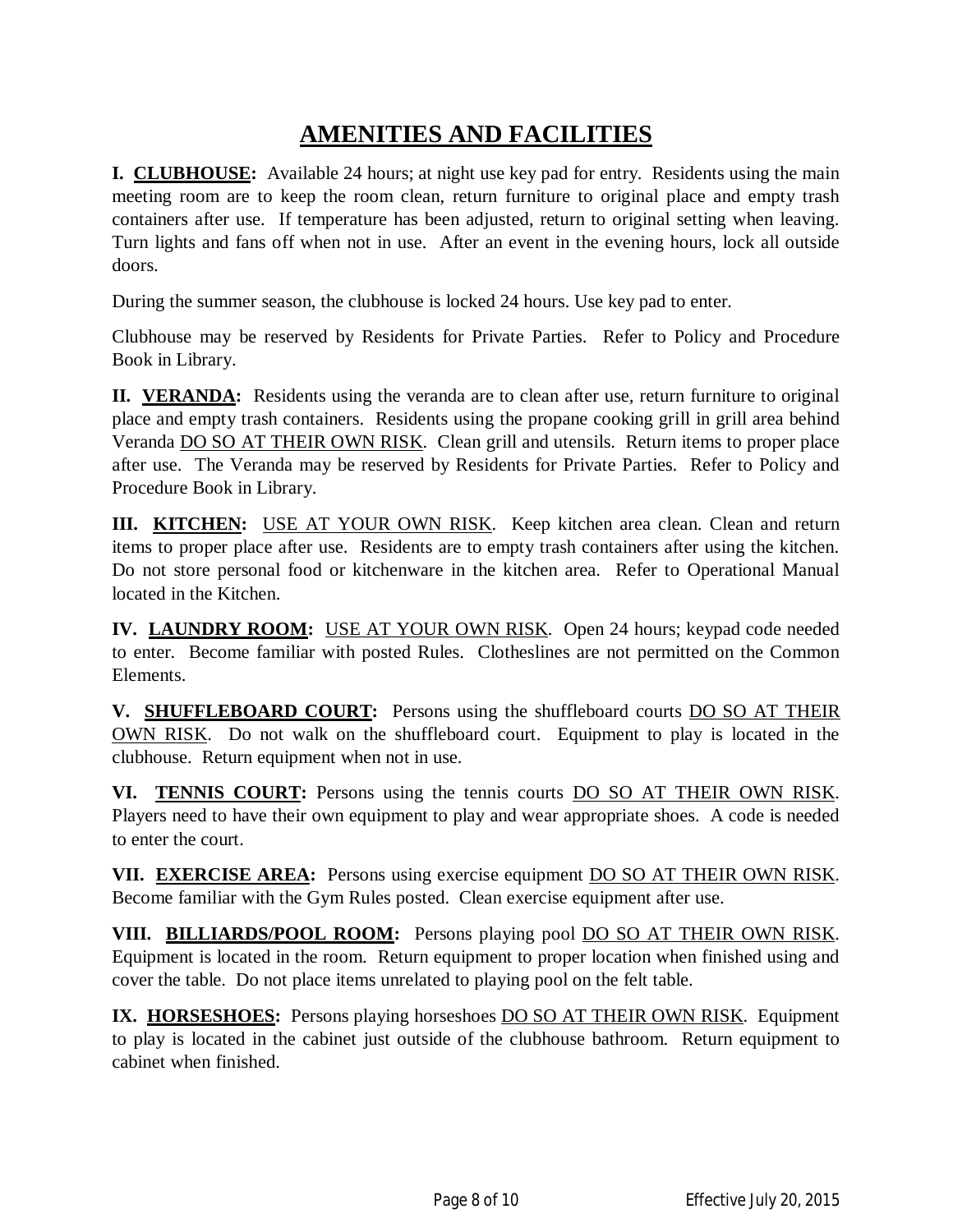# AMENITIES AND FACILITIES

**I. CLUBHOUSE:** Available 24 hours; at night use key pad for entry. Residents using the main meeting room are to keep the room clean, return furniture to original place and empty trash containers after use. If temperature has been adjusted, return to original setting when leaving. Turn lights and fans off when not in use. After an event in the evening hours, lock all outside doors.

During the summer season, the clubhouse is locked 24 hours. Use key pad to enter.

Clubhouse may be reserved by Residents for Private Parties. Refer to Policy and Procedure Book in Library.

**II. VERANDA:** Residents using the veranda are to clean after use, return furniture to original place and empty trash containers. Residents using the propane cooking grill in grill area behind Veranda DO SO AT THEIR OWN RISK. Clean grill and utensils. Return items to proper place after use. The Veranda may be reserved by Residents for Private Parties. Refer to Policy and Procedure Book in Library.

**III. KITCHEN:** USE AT YOUR OWN RISK. Keep kitchen area clean. Clean and return items to proper place after use. Residents are to empty trash containers after using the kitchen. Do not store personal food or kitchenware in the kitchen area. Refer to Operational Manual located in the Kitchen.

**IV. LAUNDRY ROOM:** USE AT YOUR OWN RISK. Open 24 hours; keypad code needed to enter. Become familiar with posted Rules. Clotheslines are not permitted on the Common Elements.

**V. SHUFFLEBOARD COURT:** Persons using the shuffleboard courts DO SO AT THEIR OWN RISK. Do not walk on the shuffleboard court. Equipment to play is located in the clubhouse. Return equipment when not in use.

**VI. TENNIS COURT:** Persons using the tennis courts DO SO AT THEIR OWN RISK. Players need to have their own equipment to play and wear appropriate shoes. A code is needed to enter the court.

**VII. EXERCISE AREA:** Persons using exercise equipment DO SO AT THEIR OWN RISK. Become familiar with the Gym Rules posted. Clean exercise equipment after use.

**VIII. BILLIARDS/POOL ROOM:** Persons playing pool DO SO AT THEIR OWN RISK. Equipment is located in the room. Return equipment to proper location when finished using and cover the table. Do not place items unrelated to playing pool on the felt table.

**IX. HORSESHOES:** Persons playing horseshoes DO SO AT THEIR OWN RISK. Equipment to play is located in the cabinet just outside of the clubhouse bathroom. Return equipment to cabinet when finished.

Effective July 20, 2015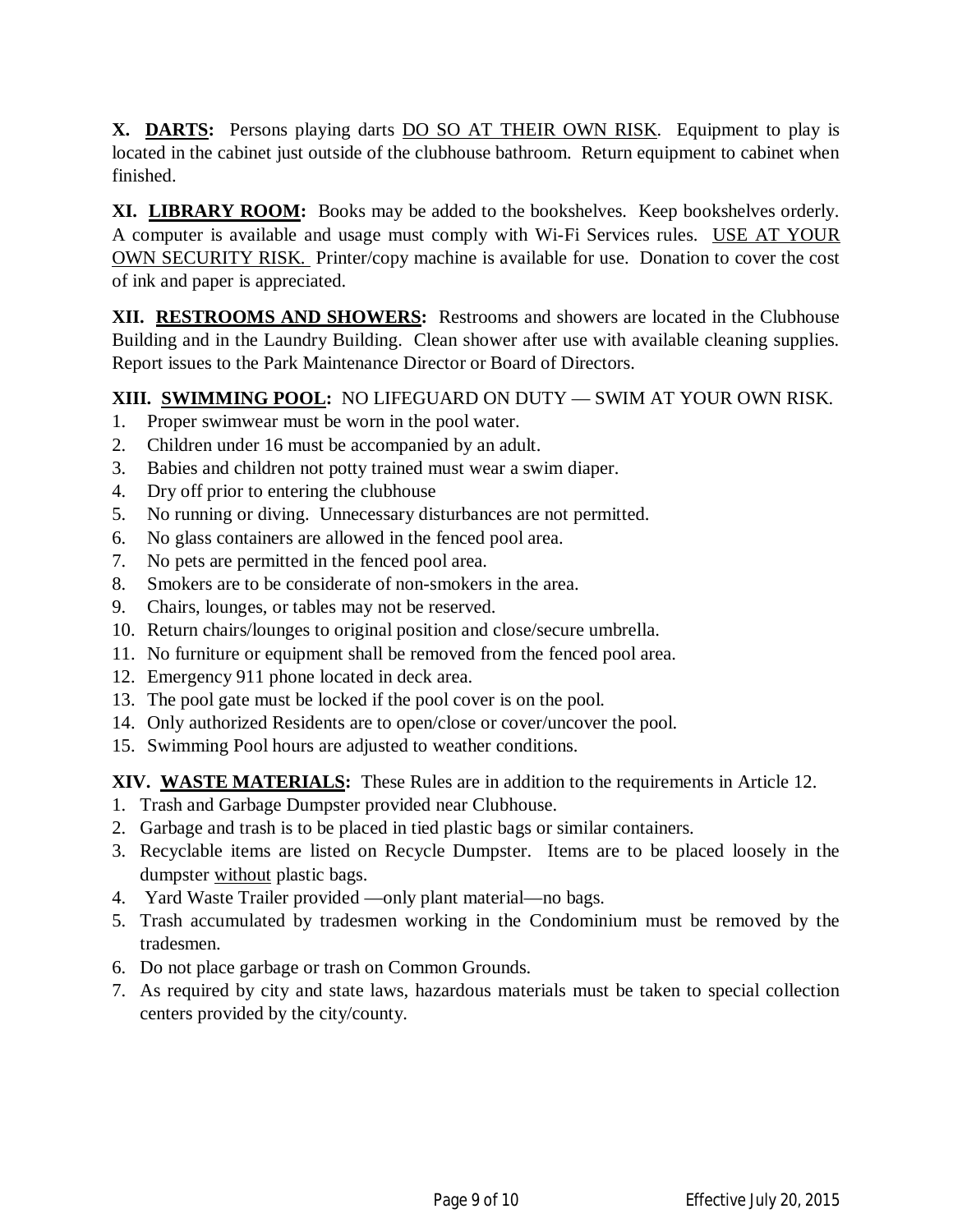**X. <u>DARTS</u>:** Persons playing darts <u>DO SO AT THEIR OWN RISK</u>. Equipment to play is located in the cabinet just outside of the clubhouse bathroom. Return equipment to cabinet when finished.

**XI. <u>LIBRARY ROOM</u>:** Books may be added to the bookshelves. Keep bookshelves orderly. A computer is available and usage must comply with Wi-Fi Services rules. <u>USE AT YOUR OWN SECURITY RISK.</u> Printer/copy machine is available for use. Donation to cover the cost of ink and paper is appreciated.

**XII. <u>RESTROOMS AND SHOWERS</u>:** Restrooms and showers are located in the Clubhouse Building and in the Laundry Building. Clean shower after use with available cleaning supplies. Report issues to the Park Maintenance Director or Board of Directors.

**XIII. <u>SWIMMING POOL</u>:** NO LIFEGUARD ON DUTY — SWIM AT YOUR OWN RISK.

1. Proper swimwear must be worn in the pool water.
2. Children under 16 must be accompanied by an adult.
3. Babies and children not potty trained must wear a swim diaper.
4. Dry off prior to entering the clubhouse
5. No running or diving. Unnecessary disturbances are not permitted.
6. No glass containers are allowed in the fenced pool area.
7. No pets are permitted in the fenced pool area.
8. Smokers are to be considerate of non-smokers in the area.
9. Chairs, lounges, or tables may not be reserved.
10. Return chairs/lounges to original position and close/secure umbrella.
11. No furniture or equipment shall be removed from the fenced pool area.
12. Emergency 911 phone located in deck area.
13. The pool gate must be locked if the pool cover is on the pool.
14. Only authorized Residents are to open/close or cover/uncover the pool.
15. Swimming Pool hours are adjusted to weather conditions.

**XIV. <u>WASTE MATERIALS</u>:** These Rules are in addition to the requirements in Article 12.

1. Trash and Garbage Dumpster provided near Clubhouse.
2. Garbage and trash is to be placed in tied plastic bags or similar containers.
3. Recyclable items are listed on Recycle Dumpster. Items are to be placed loosely in the dumpster <u>without</u> plastic bags.
4. Yard Waste Trailer provided —only plant material—no bags.
5. Trash accumulated by tradesmen working in the Condominium must be removed by the tradesmen.
6. Do not place garbage or trash on Common Grounds.
7. As required by city and state laws, hazardous materials must be taken to special collection centers provided by the city/county.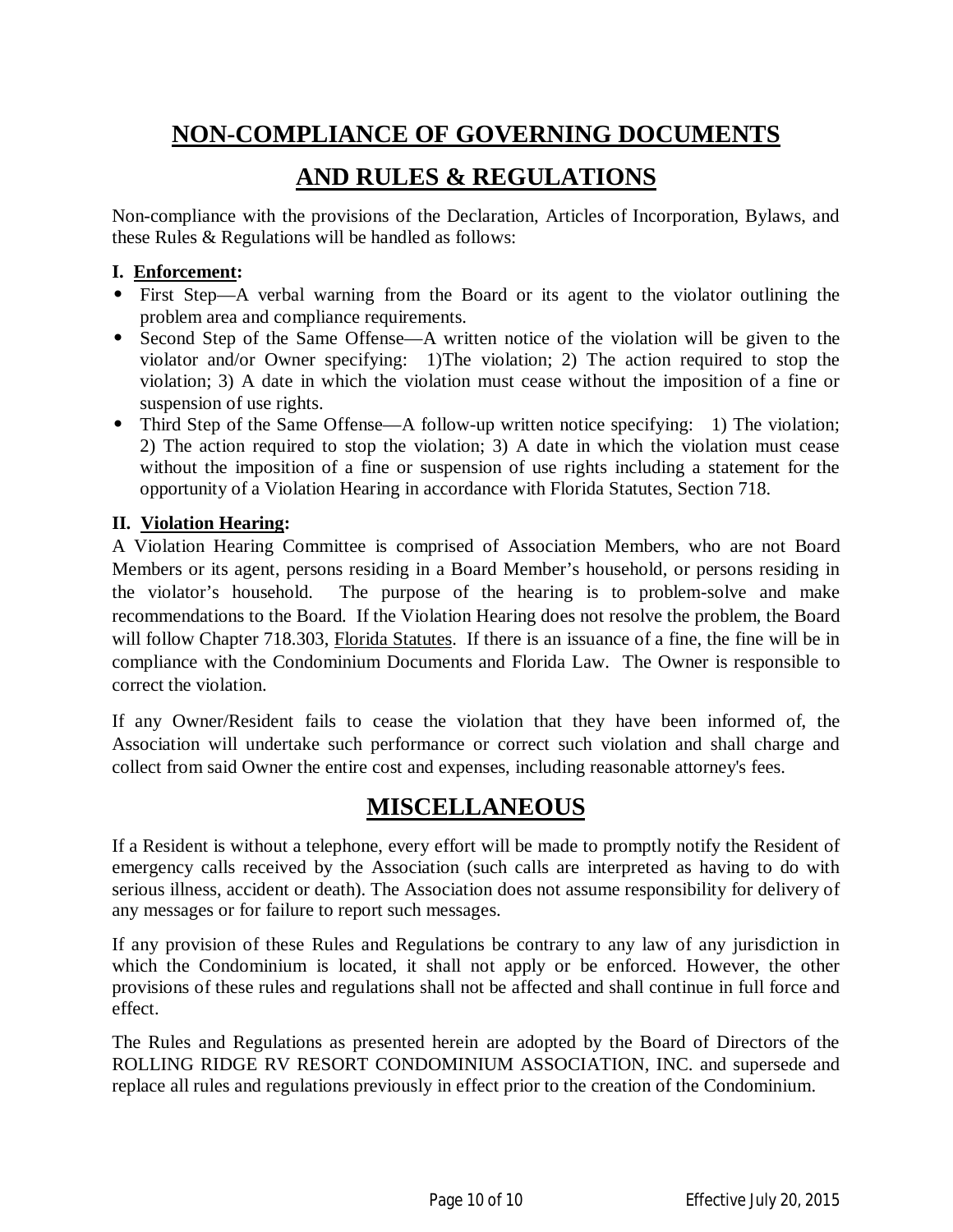# NON-COMPLIANCE OF GOVERNING DOCUMENTS AND RULES & REGULATIONS

Non-compliance with the provisions of the Declaration, Articles of Incorporation, Bylaws, and these Rules & Regulations will be handled as follows:

**I. Enforcement:**

- First Step—A verbal warning from the Board or its agent to the violator outlining the problem area and compliance requirements.
- Second Step of the Same Offense—A written notice of the violation will be given to the violator and/or Owner specifying: 1)The violation; 2) The action required to stop the violation; 3) A date in which the violation must cease without the imposition of a fine or suspension of use rights.
- Third Step of the Same Offense—A follow-up written notice specifying: 1) The violation; 2) The action required to stop the violation; 3) A date in which the violation must cease without the imposition of a fine or suspension of use rights including a statement for the opportunity of a Violation Hearing in accordance with Florida Statutes, Section 718.

**II. Violation Hearing:**

A Violation Hearing Committee is comprised of Association Members, who are not Board Members or its agent, persons residing in a Board Member's household, or persons residing in the violator's household. The purpose of the hearing is to problem-solve and make recommendations to the Board. If the Violation Hearing does not resolve the problem, the Board will follow Chapter 718.303, Florida Statutes. If there is an issuance of a fine, the fine will be in compliance with the Condominium Documents and Florida Law. The Owner is responsible to correct the violation.

If any Owner/Resident fails to cease the violation that they have been informed of, the Association will undertake such performance or correct such violation and shall charge and collect from said Owner the entire cost and expenses, including reasonable attorney's fees.

# MISCELLANEOUS

If a Resident is without a telephone, every effort will be made to promptly notify the Resident of emergency calls received by the Association (such calls are interpreted as having to do with serious illness, accident or death). The Association does not assume responsibility for delivery of any messages or for failure to report such messages.

If any provision of these Rules and Regulations be contrary to any law of any jurisdiction in which the Condominium is located, it shall not apply or be enforced. However, the other provisions of these rules and regulations shall not be affected and shall continue in full force and effect.

The Rules and Regulations as presented herein are adopted by the Board of Directors of the ROLLING RIDGE RV RESORT CONDOMINIUM ASSOCIATION, INC. and supersede and replace all rules and regulations previously in effect prior to the creation of the Condominium.